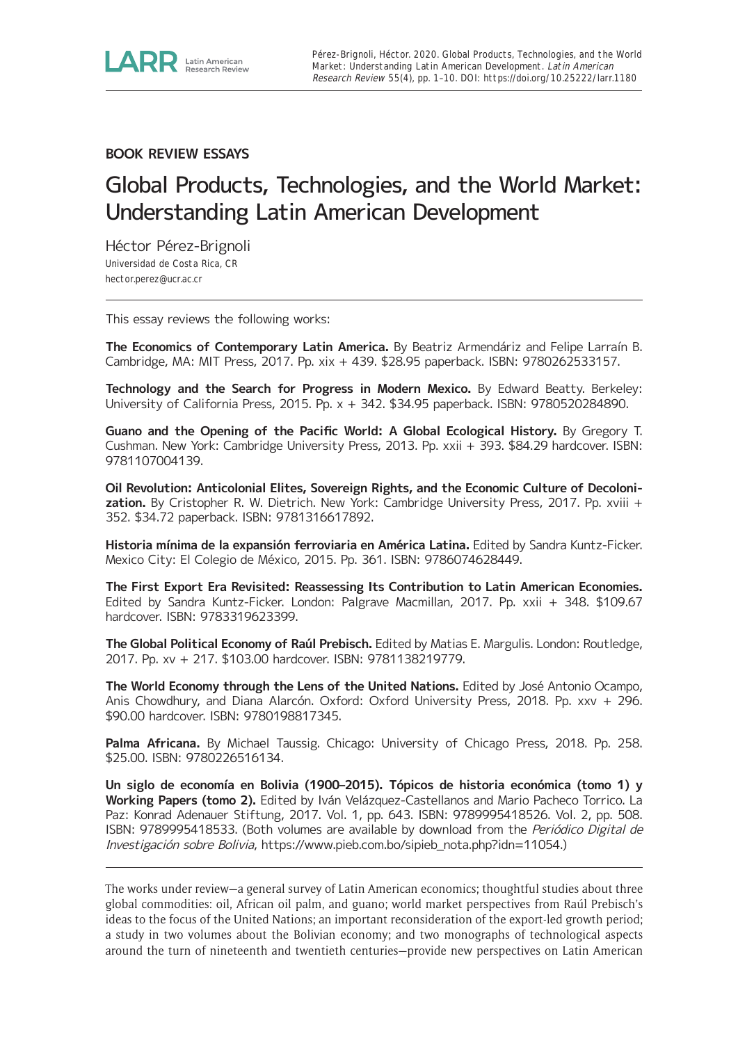BOOK REVIEW ESSAYS

# Global Products, Technologies, and the World Market: Understanding Latin American Development

Héctor Pérez-Brignoli
Universidad de Costa Rica, CR
hector.perez@ucr.ac.cr

---

This essay reviews the following works:

**The Economics of Contemporary Latin America.** By Beatriz Armendáriz and Felipe Larraín B. Cambridge, MA: MIT Press, 2017. Pp. xix + 439. $28.95 paperback. ISBN: 9780262533157.

**Technology and the Search for Progress in Modern Mexico.** By Edward Beatty. Berkeley: University of California Press, 2015. Pp. x + 342. $34.95 paperback. ISBN: 9780520284890.

**Guano and the Opening of the Pacific World: A Global Ecological History.** By Gregory T. Cushman. New York: Cambridge University Press, 2013. Pp. xxii + 393. $84.29 hardcover. ISBN: 9781107004139.

**Oil Revolution: Anticolonial Elites, Sovereign Rights, and the Economic Culture of Decolonization.** By Cristopher R. W. Dietrich. New York: Cambridge University Press, 2017. Pp. xviii + 352. $34.72 paperback. ISBN: 9781316617892.

**Historia mínima de la expansión ferroviaria en América Latina.** Edited by Sandra Kuntz-Ficker. Mexico City: El Colegio de México, 2015. Pp. 361. ISBN: 9786074628449.

**The First Export Era Revisited: Reassessing Its Contribution to Latin American Economies.** Edited by Sandra Kuntz-Ficker. London: Palgrave Macmillan, 2017. Pp. xxii + 348. $109.67 hardcover. ISBN: 9783319623399.

**The Global Political Economy of Raúl Prebisch.** Edited by Matias E. Margulis. London: Routledge, 2017. Pp. xv + 217. $103.00 hardcover. ISBN: 9781138219779.

**The World Economy through the Lens of the United Nations.** Edited by José Antonio Ocampo, Anis Chowdhury, and Diana Alarcón. Oxford: Oxford University Press, 2018. Pp. xxv + 296. $90.00 hardcover. ISBN: 9780198817345.

**Palma Africana.** By Michael Taussig. Chicago: University of Chicago Press, 2018. Pp. 258. $25.00. ISBN: 9780226516134.

**Un siglo de economía en Bolivia (1900–2015). Tópicos de historia económica (tomo 1) y Working Papers (tomo 2).** Edited by Iván Velázquez-Castellanos and Mario Pacheco Torrico. La Paz: Konrad Adenauer Stiftung, 2017. Vol. 1, pp. 643. ISBN: 9789995418526. Vol. 2, pp. 508. ISBN: 9789995418533. (Both volumes are available by download from the *Periódico Digital de Investigación sobre Bolivia*, https://www.pieb.com.bo/sipieb_nota.php?idn=11054.)

---

The works under review—a general survey of Latin American economics; thoughtful studies about three global commodities: oil, African oil palm, and guano; world market perspectives from Raúl Prebisch's ideas to the focus of the United Nations; an important reconsideration of the export-led growth period; a study in two volumes about the Bolivian economy; and two monographs of technological aspects around the turn of nineteenth and twentieth centuries—provide new perspectives on Latin American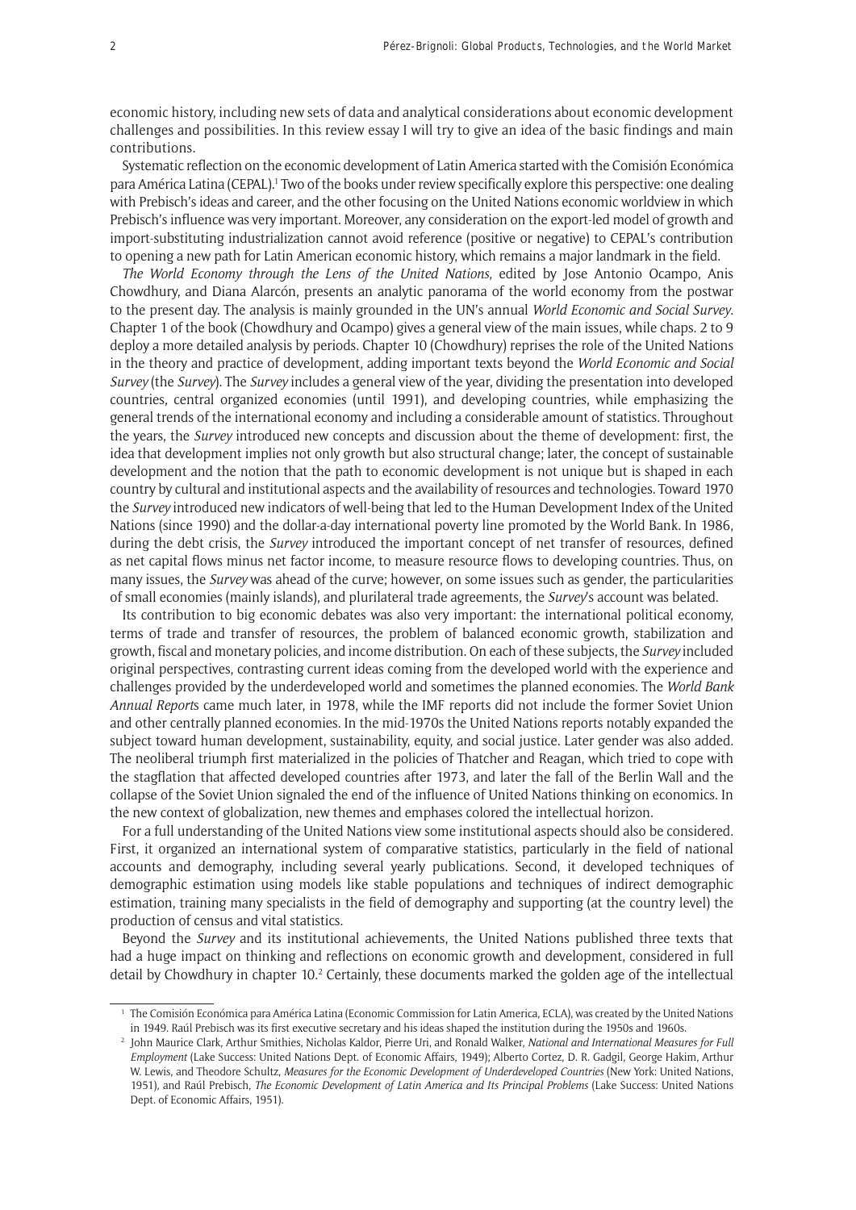economic history, including new sets of data and analytical considerations about economic development challenges and possibilities. In this review essay I will try to give an idea of the basic findings and main contributions.

Systematic reflection on the economic development of Latin America started with the Comisión Económica para América Latina (CEPAL).[1] Two of the books under review specifically explore this perspective: one dealing with Prebisch's ideas and career, and the other focusing on the United Nations economic worldview in which Prebisch's influence was very important. Moreover, any consideration on the export-led model of growth and import-substituting industrialization cannot avoid reference (positive or negative) to CEPAL's contribution to opening a new path for Latin American economic history, which remains a major landmark in the field.

*The World Economy through the Lens of the United Nations*, edited by Jose Antonio Ocampo, Anis Chowdhury, and Diana Alarcón, presents an analytic panorama of the world economy from the postwar to the present day. The analysis is mainly grounded in the UN's annual *World Economic and Social Survey*. Chapter 1 of the book (Chowdhury and Ocampo) gives a general view of the main issues, while chaps. 2 to 9 deploy a more detailed analysis by periods. Chapter 10 (Chowdhury) reprises the role of the United Nations in the theory and practice of development, adding important texts beyond the *World Economic and Social Survey* (the *Survey*). The *Survey* includes a general view of the year, dividing the presentation into developed countries, central organized economies (until 1991), and developing countries, while emphasizing the general trends of the international economy and including a considerable amount of statistics. Throughout the years, the *Survey* introduced new concepts and discussion about the theme of development: first, the idea that development implies not only growth but also structural change; later, the concept of sustainable development and the notion that the path to economic development is not unique but is shaped in each country by cultural and institutional aspects and the availability of resources and technologies. Toward 1970 the *Survey* introduced new indicators of well-being that led to the Human Development Index of the United Nations (since 1990) and the dollar-a-day international poverty line promoted by the World Bank. In 1986, during the debt crisis, the *Survey* introduced the important concept of net transfer of resources, defined as net capital flows minus net factor income, to measure resource flows to developing countries. Thus, on many issues, the *Survey* was ahead of the curve; however, on some issues such as gender, the particularities of small economies (mainly islands), and plurilateral trade agreements, the *Survey*'s account was belated.

Its contribution to big economic debates was also very important: the international political economy, terms of trade and transfer of resources, the problem of balanced economic growth, stabilization and growth, fiscal and monetary policies, and income distribution. On each of these subjects, the *Survey* included original perspectives, contrasting current ideas coming from the developed world with the experience and challenges provided by the underdeveloped world and sometimes the planned economies. The *World Bank Annual Reports* came much later, in 1978, while the IMF reports did not include the former Soviet Union and other centrally planned economies. In the mid-1970s the United Nations reports notably expanded the subject toward human development, sustainability, equity, and social justice. Later gender was also added. The neoliberal triumph first materialized in the policies of Thatcher and Reagan, which tried to cope with the stagflation that affected developed countries after 1973, and later the fall of the Berlin Wall and the collapse of the Soviet Union signaled the end of the influence of United Nations thinking on economics. In the new context of globalization, new themes and emphases colored the intellectual horizon.

For a full understanding of the United Nations view some institutional aspects should also be considered. First, it organized an international system of comparative statistics, particularly in the field of national accounts and demography, including several yearly publications. Second, it developed techniques of demographic estimation using models like stable populations and techniques of indirect demographic estimation, training many specialists in the field of demography and supporting (at the country level) the production of census and vital statistics.

Beyond the *Survey* and its institutional achievements, the United Nations published three texts that had a huge impact on thinking and reflections on economic growth and development, considered in full detail by Chowdhury in chapter 10.[2] Certainly, these documents marked the golden age of the intellectual

---

[1] The Comisión Económica para América Latina (Economic Commission for Latin America, ECLA), was created by the United Nations in 1949. Raúl Prebisch was its first executive secretary and his ideas shaped the institution during the 1950s and 1960s.

[2] John Maurice Clark, Arthur Smithies, Nicholas Kaldor, Pierre Uri, and Ronald Walker, *National and International Measures for Full Employment* (Lake Success: United Nations Dept. of Economic Affairs, 1949); Alberto Cortez, D. R. Gadgil, George Hakim, Arthur W. Lewis, and Theodore Schultz, *Measures for the Economic Development of Underdeveloped Countries* (New York: United Nations, 1951), and Raúl Prebisch, *The Economic Development of Latin America and Its Principal Problems* (Lake Success: United Nations Dept. of Economic Affairs, 1951).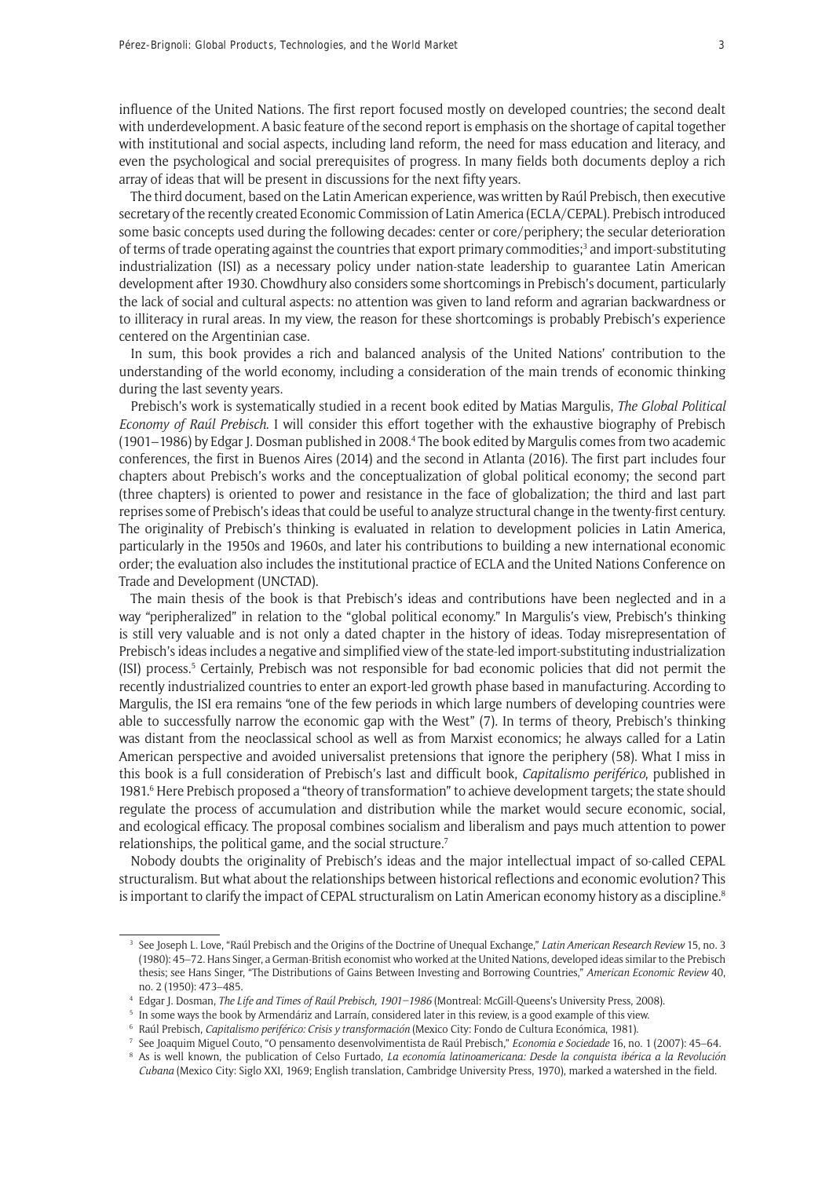influence of the United Nations. The first report focused mostly on developed countries; the second dealt with underdevelopment. A basic feature of the second report is emphasis on the shortage of capital together with institutional and social aspects, including land reform, the need for mass education and literacy, and even the psychological and social prerequisites of progress. In many fields both documents deploy a rich array of ideas that will be present in discussions for the next fifty years.

The third document, based on the Latin American experience, was written by Raúl Prebisch, then executive secretary of the recently created Economic Commission of Latin America (ECLA/CEPAL). Prebisch introduced some basic concepts used during the following decades: center or core/periphery; the secular deterioration of terms of trade operating against the countries that export primary commodities;[3] and import-substituting industrialization (ISI) as a necessary policy under nation-state leadership to guarantee Latin American development after 1930. Chowdhury also considers some shortcomings in Prebisch's document, particularly the lack of social and cultural aspects: no attention was given to land reform and agrarian backwardness or to illiteracy in rural areas. In my view, the reason for these shortcomings is probably Prebisch's experience centered on the Argentinian case.

In sum, this book provides a rich and balanced analysis of the United Nations' contribution to the understanding of the world economy, including a consideration of the main trends of economic thinking during the last seventy years.

Prebisch's work is systematically studied in a recent book edited by Matias Margulis, *The Global Political Economy of Raúl Prebisch*. I will consider this effort together with the exhaustive biography of Prebisch (1901–1986) by Edgar J. Dosman published in 2008.[4] The book edited by Margulis comes from two academic conferences, the first in Buenos Aires (2014) and the second in Atlanta (2016). The first part includes four chapters about Prebisch's works and the conceptualization of global political economy; the second part (three chapters) is oriented to power and resistance in the face of globalization; the third and last part reprises some of Prebisch's ideas that could be useful to analyze structural change in the twenty-first century. The originality of Prebisch's thinking is evaluated in relation to development policies in Latin America, particularly in the 1950s and 1960s, and later his contributions to building a new international economic order; the evaluation also includes the institutional practice of ECLA and the United Nations Conference on Trade and Development (UNCTAD).

The main thesis of the book is that Prebisch's ideas and contributions have been neglected and in a way "peripheralized" in relation to the "global political economy." In Margulis's view, Prebisch's thinking is still very valuable and is not only a dated chapter in the history of ideas. Today misrepresentation of Prebisch's ideas includes a negative and simplified view of the state-led import-substituting industrialization (ISI) process.[5] Certainly, Prebisch was not responsible for bad economic policies that did not permit the recently industrialized countries to enter an export-led growth phase based in manufacturing. According to Margulis, the ISI era remains "one of the few periods in which large numbers of developing countries were able to successfully narrow the economic gap with the West" (7). In terms of theory, Prebisch's thinking was distant from the neoclassical school as well as from Marxist economics; he always called for a Latin American perspective and avoided universalist pretensions that ignore the periphery (58). What I miss in this book is a full consideration of Prebisch's last and difficult book, *Capitalismo periférico*, published in 1981.[6] Here Prebisch proposed a "theory of transformation" to achieve development targets; the state should regulate the process of accumulation and distribution while the market would secure economic, social, and ecological efficacy. The proposal combines socialism and liberalism and pays much attention to power relationships, the political game, and the social structure.[7]

Nobody doubts the originality of Prebisch's ideas and the major intellectual impact of so-called CEPAL structuralism. But what about the relationships between historical reflections and economic evolution? This is important to clarify the impact of CEPAL structuralism on Latin American economy history as a discipline.[8]

---

[3] See Joseph L. Love, "Raúl Prebisch and the Origins of the Doctrine of Unequal Exchange," *Latin American Research Review* 15, no. 3 (1980): 45–72. Hans Singer, a German-British economist who worked at the United Nations, developed ideas similar to the Prebisch thesis; see Hans Singer, "The Distributions of Gains Between Investing and Borrowing Countries," *American Economic Review* 40, no. 2 (1950): 473–485.

[4] Edgar J. Dosman, *The Life and Times of Raúl Prebisch, 1901–1986* (Montreal: McGill-Queens's University Press, 2008).

[5] In some ways the book by Armendáriz and Larraín, considered later in this review, is a good example of this view.

[6] Raúl Prebisch, *Capitalismo periférico: Crisis y transformación* (Mexico City: Fondo de Cultura Económica, 1981).

[7] See Joaquim Miguel Couto, "O pensamento desenvolvimentista de Raúl Prebisch," *Economia e Sociedade* 16, no. 1 (2007): 45–64.

[8] As is well known, the publication of Celso Furtado, *La economía latinoamericana: Desde la conquista ibérica a la Revolución Cubana* (Mexico City: Siglo XXI, 1969; English translation, Cambridge University Press, 1970), marked a watershed in the field.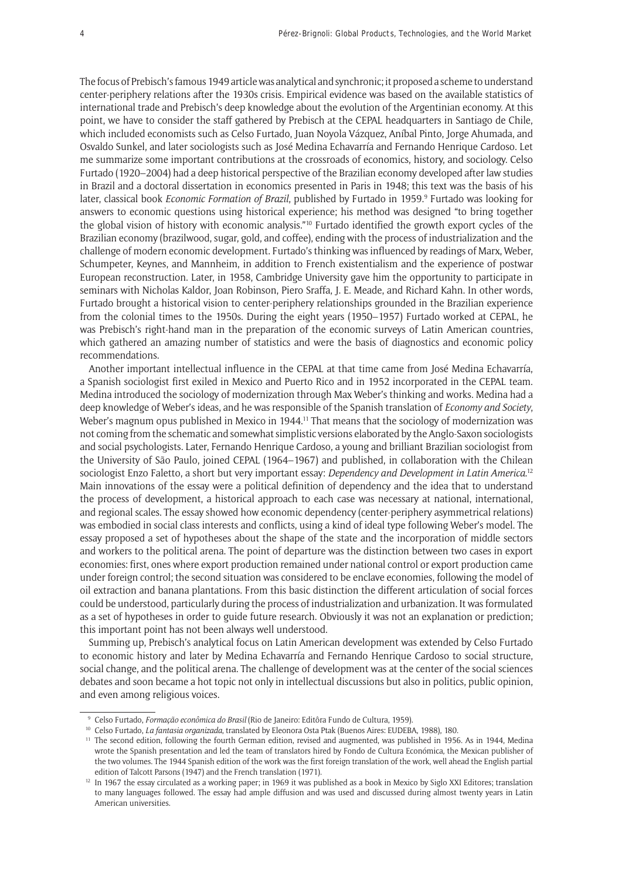The focus of Prebisch's famous 1949 article was analytical and synchronic; it proposed a scheme to understand center-periphery relations after the 1930s crisis. Empirical evidence was based on the available statistics of international trade and Prebisch's deep knowledge about the evolution of the Argentinian economy. At this point, we have to consider the staff gathered by Prebisch at the CEPAL headquarters in Santiago de Chile, which included economists such as Celso Furtado, Juan Noyola Vázquez, Aníbal Pinto, Jorge Ahumada, and Osvaldo Sunkel, and later sociologists such as José Medina Echavarría and Fernando Henrique Cardoso. Let me summarize some important contributions at the crossroads of economics, history, and sociology. Celso Furtado (1920–2004) had a deep historical perspective of the Brazilian economy developed after law studies in Brazil and a doctoral dissertation in economics presented in Paris in 1948; this text was the basis of his later, classical book *Economic Formation of Brazil*, published by Furtado in 1959.[9] Furtado was looking for answers to economic questions using historical experience; his method was designed "to bring together the global vision of history with economic analysis."[10] Furtado identified the growth export cycles of the Brazilian economy (brazilwood, sugar, gold, and coffee), ending with the process of industrialization and the challenge of modern economic development. Furtado's thinking was influenced by readings of Marx, Weber, Schumpeter, Keynes, and Mannheim, in addition to French existentialism and the experience of postwar European reconstruction. Later, in 1958, Cambridge University gave him the opportunity to participate in seminars with Nicholas Kaldor, Joan Robinson, Piero Sraffa, J. E. Meade, and Richard Kahn. In other words, Furtado brought a historical vision to center-periphery relationships grounded in the Brazilian experience from the colonial times to the 1950s. During the eight years (1950–1957) Furtado worked at CEPAL, he was Prebisch's right-hand man in the preparation of the economic surveys of Latin American countries, which gathered an amazing number of statistics and were the basis of diagnostics and economic policy recommendations.

Another important intellectual influence in the CEPAL at that time came from José Medina Echavarría, a Spanish sociologist first exiled in Mexico and Puerto Rico and in 1952 incorporated in the CEPAL team. Medina introduced the sociology of modernization through Max Weber's thinking and works. Medina had a deep knowledge of Weber's ideas, and he was responsible of the Spanish translation of *Economy and Society*, Weber's magnum opus published in Mexico in 1944.[11] That means that the sociology of modernization was not coming from the schematic and somewhat simplistic versions elaborated by the Anglo-Saxon sociologists and social psychologists. Later, Fernando Henrique Cardoso, a young and brilliant Brazilian sociologist from the University of São Paulo, joined CEPAL (1964–1967) and published, in collaboration with the Chilean sociologist Enzo Faletto, a short but very important essay: *Dependency and Development in Latin America*.[12] Main innovations of the essay were a political definition of dependency and the idea that to understand the process of development, a historical approach to each case was necessary at national, international, and regional scales. The essay showed how economic dependency (center-periphery asymmetrical relations) was embodied in social class interests and conflicts, using a kind of ideal type following Weber's model. The essay proposed a set of hypotheses about the shape of the state and the incorporation of middle sectors and workers to the political arena. The point of departure was the distinction between two cases in export economies: first, ones where export production remained under national control or export production came under foreign control; the second situation was considered to be enclave economies, following the model of oil extraction and banana plantations. From this basic distinction the different articulation of social forces could be understood, particularly during the process of industrialization and urbanization. It was formulated as a set of hypotheses in order to guide future research. Obviously it was not an explanation or prediction; this important point has not been always well understood.

Summing up, Prebisch's analytical focus on Latin American development was extended by Celso Furtado to economic history and later by Medina Echavarría and Fernando Henrique Cardoso to social structure, social change, and the political arena. The challenge of development was at the center of the social sciences debates and soon became a hot topic not only in intellectual discussions but also in politics, public opinion, and even among religious voices.

---

[9] Celso Furtado, *Formação econômica do Brasil* (Rio de Janeiro: Editôra Fundo de Cultura, 1959).

[10] Celso Furtado, *La fantasia organizada*, translated by Eleonora Osta Ptak (Buenos Aires: EUDEBA, 1988), 180.

[11] The second edition, following the fourth German edition, revised and augmented, was published in 1956. As in 1944, Medina wrote the Spanish presentation and led the team of translators hired by Fondo de Cultura Económica, the Mexican publisher of the two volumes. The 1944 Spanish edition of the work was the first foreign translation of the work, well ahead the English partial edition of Talcott Parsons (1947) and the French translation (1971).

[12] In 1967 the essay circulated as a working paper; in 1969 it was published as a book in Mexico by Siglo XXI Editores; translation to many languages followed. The essay had ample diffusion and was used and discussed during almost twenty years in Latin American universities.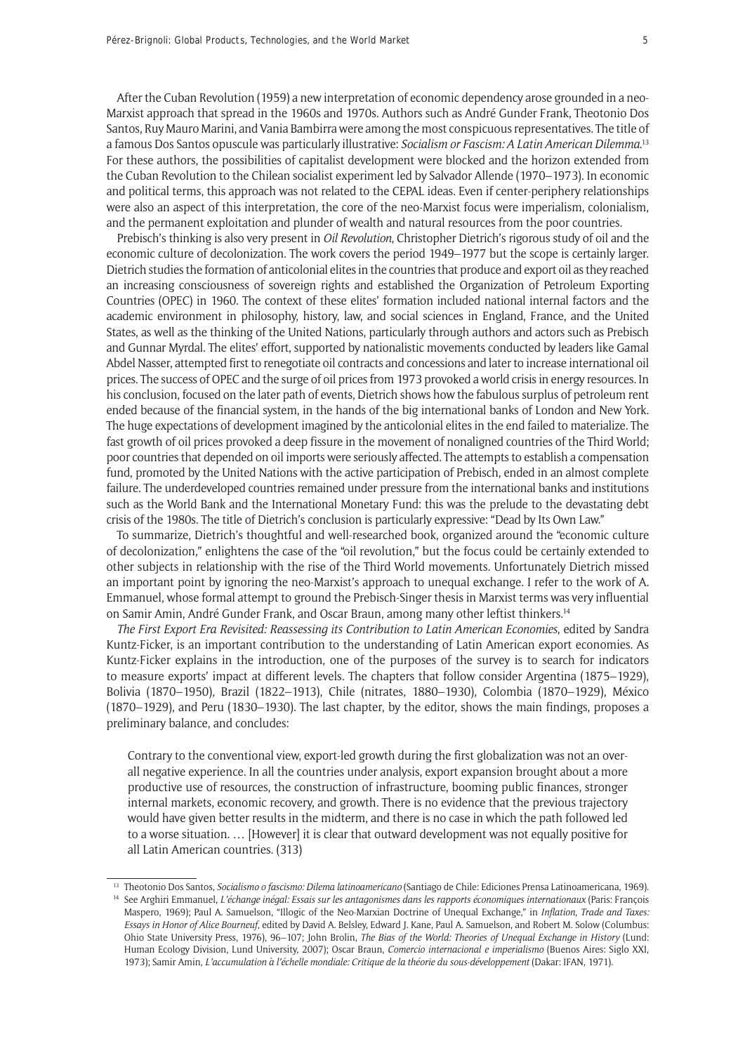After the Cuban Revolution (1959) a new interpretation of economic dependency arose grounded in a neo-Marxist approach that spread in the 1960s and 1970s. Authors such as André Gunder Frank, Theotonio Dos Santos, Ruy Mauro Marini, and Vania Bambirra were among the most conspicuous representatives. The title of a famous Dos Santos opuscule was particularly illustrative: *Socialism or Fascism: A Latin American Dilemma*.[13] For these authors, the possibilities of capitalist development were blocked and the horizon extended from the Cuban Revolution to the Chilean socialist experiment led by Salvador Allende (1970–1973). In economic and political terms, this approach was not related to the CEPAL ideas. Even if center-periphery relationships were also an aspect of this interpretation, the core of the neo-Marxist focus were imperialism, colonialism, and the permanent exploitation and plunder of wealth and natural resources from the poor countries.

Prebisch's thinking is also very present in *Oil Revolution*, Christopher Dietrich's rigorous study of oil and the economic culture of decolonization. The work covers the period 1949–1977 but the scope is certainly larger. Dietrich studies the formation of anticolonial elites in the countries that produce and export oil as they reached an increasing consciousness of sovereign rights and established the Organization of Petroleum Exporting Countries (OPEC) in 1960. The context of these elites' formation included national internal factors and the academic environment in philosophy, history, law, and social sciences in England, France, and the United States, as well as the thinking of the United Nations, particularly through authors and actors such as Prebisch and Gunnar Myrdal. The elites' effort, supported by nationalistic movements conducted by leaders like Gamal Abdel Nasser, attempted first to renegotiate oil contracts and concessions and later to increase international oil prices. The success of OPEC and the surge of oil prices from 1973 provoked a world crisis in energy resources. In his conclusion, focused on the later path of events, Dietrich shows how the fabulous surplus of petroleum rent ended because of the financial system, in the hands of the big international banks of London and New York. The huge expectations of development imagined by the anticolonial elites in the end failed to materialize. The fast growth of oil prices provoked a deep fissure in the movement of nonaligned countries of the Third World; poor countries that depended on oil imports were seriously affected. The attempts to establish a compensation fund, promoted by the United Nations with the active participation of Prebisch, ended in an almost complete failure. The underdeveloped countries remained under pressure from the international banks and institutions such as the World Bank and the International Monetary Fund: this was the prelude to the devastating debt crisis of the 1980s. The title of Dietrich's conclusion is particularly expressive: "Dead by Its Own Law."

To summarize, Dietrich's thoughtful and well-researched book, organized around the "economic culture of decolonization," enlightens the case of the "oil revolution," but the focus could be certainly extended to other subjects in relationship with the rise of the Third World movements. Unfortunately Dietrich missed an important point by ignoring the neo-Marxist's approach to unequal exchange. I refer to the work of A. Emmanuel, whose formal attempt to ground the Prebisch-Singer thesis in Marxist terms was very influential on Samir Amin, André Gunder Frank, and Oscar Braun, among many other leftist thinkers.[14]

*The First Export Era Revisited: Reassessing its Contribution to Latin American Economies*, edited by Sandra Kuntz-Ficker, is an important contribution to the understanding of Latin American export economies. As Kuntz-Ficker explains in the introduction, one of the purposes of the survey is to search for indicators to measure exports' impact at different levels. The chapters that follow consider Argentina (1875–1929), Bolivia (1870–1950), Brazil (1822–1913), Chile (nitrates, 1880–1930), Colombia (1870–1929), México (1870–1929), and Peru (1830–1930). The last chapter, by the editor, shows the main findings, proposes a preliminary balance, and concludes:

> Contrary to the conventional view, export-led growth during the first globalization was not an overall negative experience. In all the countries under analysis, export expansion brought about a more productive use of resources, the construction of infrastructure, booming public finances, stronger internal markets, economic recovery, and growth. There is no evidence that the previous trajectory would have given better results in the midterm, and there is no case in which the path followed led to a worse situation. … [However] it is clear that outward development was not equally positive for all Latin American countries. (313)

---

[13] Theotonio Dos Santos, *Socialismo o fascismo: Dilema latinoamericano* (Santiago de Chile: Ediciones Prensa Latinoamericana, 1969).

[14] See Arghiri Emmanuel, *L'échange inégal: Essais sur les antagonismes dans les rapports économiques internationaux* (Paris: François Maspero, 1969); Paul A. Samuelson, "Illogic of the Neo-Marxian Doctrine of Unequal Exchange," in *Inflation, Trade and Taxes: Essays in Honor of Alice Bourneuf*, edited by David A. Belsley, Edward J. Kane, Paul A. Samuelson, and Robert M. Solow (Columbus: Ohio State University Press, 1976), 96–107; John Brolin, *The Bias of the World: Theories of Unequal Exchange in History* (Lund: Human Ecology Division, Lund University, 2007); Oscar Braun, *Comercio internacional e imperialismo* (Buenos Aires: Siglo XXI, 1973); Samir Amin, *L'accumulation à l'échelle mondiale: Critique de la théorie du sous-développement* (Dakar: IFAN, 1971).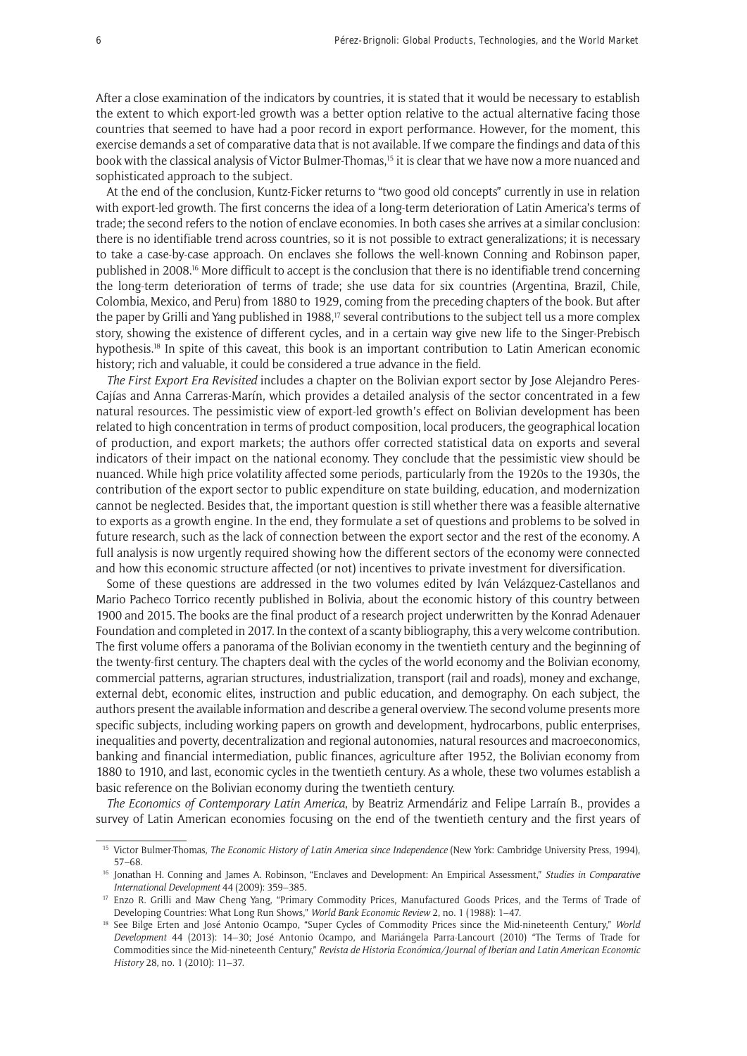After a close examination of the indicators by countries, it is stated that it would be necessary to establish the extent to which export-led growth was a better option relative to the actual alternative facing those countries that seemed to have had a poor record in export performance. However, for the moment, this exercise demands a set of comparative data that is not available. If we compare the findings and data of this book with the classical analysis of Victor Bulmer-Thomas,[15] it is clear that we have now a more nuanced and sophisticated approach to the subject.

At the end of the conclusion, Kuntz-Ficker returns to "two good old concepts" currently in use in relation with export-led growth. The first concerns the idea of a long-term deterioration of Latin America's terms of trade; the second refers to the notion of enclave economies. In both cases she arrives at a similar conclusion: there is no identifiable trend across countries, so it is not possible to extract generalizations; it is necessary to take a case-by-case approach. On enclaves she follows the well-known Conning and Robinson paper, published in 2008.[16] More difficult to accept is the conclusion that there is no identifiable trend concerning the long-term deterioration of terms of trade; she use data for six countries (Argentina, Brazil, Chile, Colombia, Mexico, and Peru) from 1880 to 1929, coming from the preceding chapters of the book. But after the paper by Grilli and Yang published in 1988,[17] several contributions to the subject tell us a more complex story, showing the existence of different cycles, and in a certain way give new life to the Singer-Prebisch hypothesis.[18] In spite of this caveat, this book is an important contribution to Latin American economic history; rich and valuable, it could be considered a true advance in the field.

*The First Export Era Revisited* includes a chapter on the Bolivian export sector by Jose Alejandro Peres-Cajías and Anna Carreras-Marín, which provides a detailed analysis of the sector concentrated in a few natural resources. The pessimistic view of export-led growth's effect on Bolivian development has been related to high concentration in terms of product composition, local producers, the geographical location of production, and export markets; the authors offer corrected statistical data on exports and several indicators of their impact on the national economy. They conclude that the pessimistic view should be nuanced. While high price volatility affected some periods, particularly from the 1920s to the 1930s, the contribution of the export sector to public expenditure on state building, education, and modernization cannot be neglected. Besides that, the important question is still whether there was a feasible alternative to exports as a growth engine. In the end, they formulate a set of questions and problems to be solved in future research, such as the lack of connection between the export sector and the rest of the economy. A full analysis is now urgently required showing how the different sectors of the economy were connected and how this economic structure affected (or not) incentives to private investment for diversification.

Some of these questions are addressed in the two volumes edited by Iván Velázquez-Castellanos and Mario Pacheco Torrico recently published in Bolivia, about the economic history of this country between 1900 and 2015. The books are the final product of a research project underwritten by the Konrad Adenauer Foundation and completed in 2017. In the context of a scanty bibliography, this a very welcome contribution. The first volume offers a panorama of the Bolivian economy in the twentieth century and the beginning of the twenty-first century. The chapters deal with the cycles of the world economy and the Bolivian economy, commercial patterns, agrarian structures, industrialization, transport (rail and roads), money and exchange, external debt, economic elites, instruction and public education, and demography. On each subject, the authors present the available information and describe a general overview. The second volume presents more specific subjects, including working papers on growth and development, hydrocarbons, public enterprises, inequalities and poverty, decentralization and regional autonomies, natural resources and macroeconomics, banking and financial intermediation, public finances, agriculture after 1952, the Bolivian economy from 1880 to 1910, and last, economic cycles in the twentieth century. As a whole, these two volumes establish a basic reference on the Bolivian economy during the twentieth century.

*The Economics of Contemporary Latin America*, by Beatriz Armendáriz and Felipe Larraín B., provides a survey of Latin American economies focusing on the end of the twentieth century and the first years of

---

[15] Victor Bulmer-Thomas, *The Economic History of Latin America since Independence* (New York: Cambridge University Press, 1994), 57–68.

[16] Jonathan H. Conning and James A. Robinson, "Enclaves and Development: An Empirical Assessment," *Studies in Comparative International Development* 44 (2009): 359–385.

[17] Enzo R. Grilli and Maw Cheng Yang, "Primary Commodity Prices, Manufactured Goods Prices, and the Terms of Trade of Developing Countries: What Long Run Shows," *World Bank Economic Review* 2, no. 1 (1988): 1–47.

[18] See Bilge Erten and José Antonio Ocampo, "Super Cycles of Commodity Prices since the Mid-nineteenth Century," *World Development* 44 (2013): 14–30; José Antonio Ocampo, and Mariángela Parra-Lancourt (2010) "The Terms of Trade for Commodities since the Mid-nineteenth Century," *Revista de Historia Económica/Journal of Iberian and Latin American Economic History* 28, no. 1 (2010): 11–37.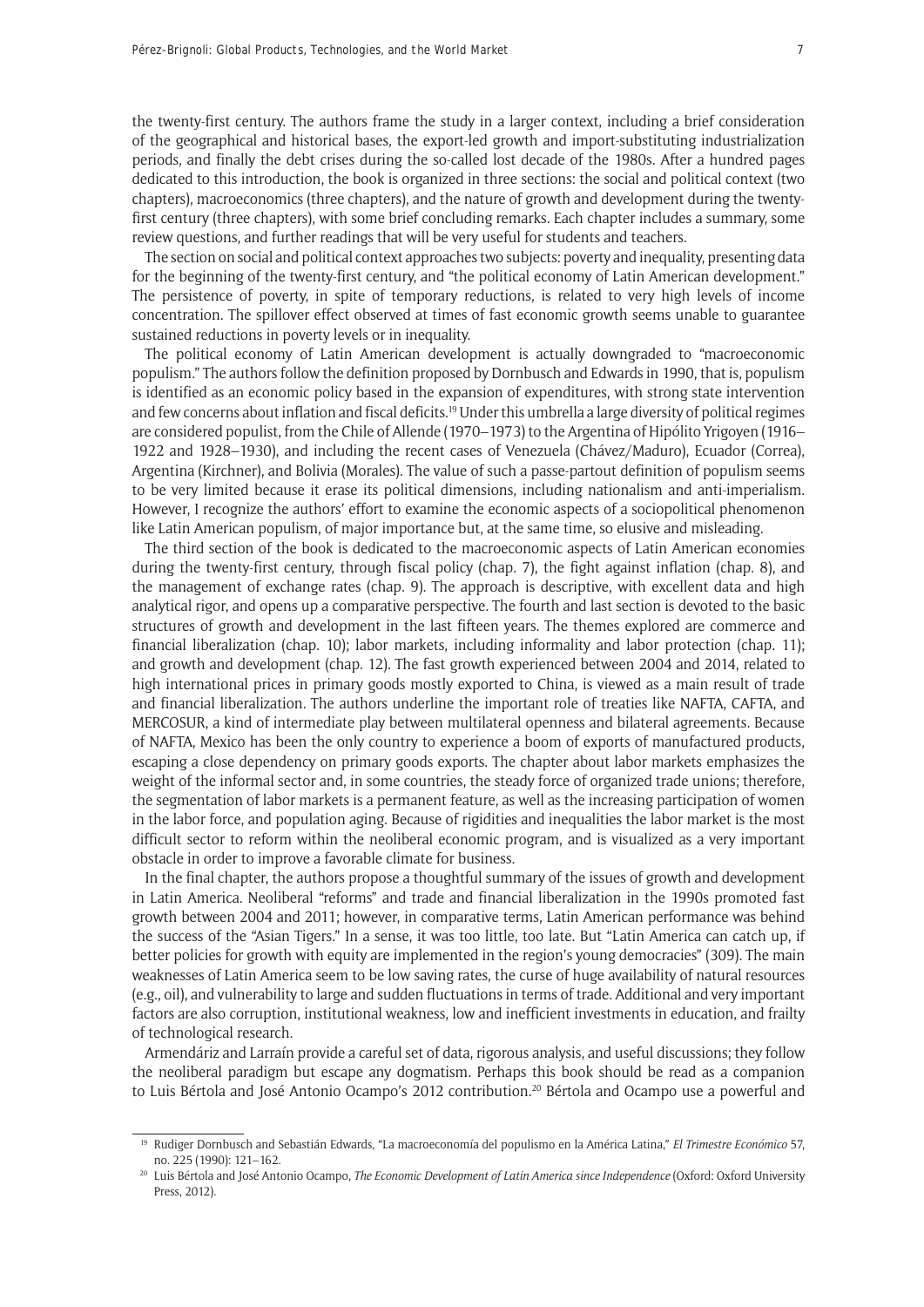the twenty-first century. The authors frame the study in a larger context, including a brief consideration of the geographical and historical bases, the export-led growth and import-substituting industrialization periods, and finally the debt crises during the so-called lost decade of the 1980s. After a hundred pages dedicated to this introduction, the book is organized in three sections: the social and political context (two chapters), macroeconomics (three chapters), and the nature of growth and development during the twenty-first century (three chapters), with some brief concluding remarks. Each chapter includes a summary, some review questions, and further readings that will be very useful for students and teachers.

The section on social and political context approaches two subjects: poverty and inequality, presenting data for the beginning of the twenty-first century, and "the political economy of Latin American development." The persistence of poverty, in spite of temporary reductions, is related to very high levels of income concentration. The spillover effect observed at times of fast economic growth seems unable to guarantee sustained reductions in poverty levels or in inequality.

The political economy of Latin American development is actually downgraded to "macroeconomic populism." The authors follow the definition proposed by Dornbusch and Edwards in 1990, that is, populism is identified as an economic policy based in the expansion of expenditures, with strong state intervention and few concerns about inflation and fiscal deficits.[19] Under this umbrella a large diversity of political regimes are considered populist, from the Chile of Allende (1970–1973) to the Argentina of Hipólito Yrigoyen (1916–1922 and 1928–1930), and including the recent cases of Venezuela (Chávez/Maduro), Ecuador (Correa), Argentina (Kirchner), and Bolivia (Morales). The value of such a passe-partout definition of populism seems to be very limited because it erase its political dimensions, including nationalism and anti-imperialism. However, I recognize the authors' effort to examine the economic aspects of a sociopolitical phenomenon like Latin American populism, of major importance but, at the same time, so elusive and misleading.

The third section of the book is dedicated to the macroeconomic aspects of Latin American economies during the twenty-first century, through fiscal policy (chap. 7), the fight against inflation (chap. 8), and the management of exchange rates (chap. 9). The approach is descriptive, with excellent data and high analytical rigor, and opens up a comparative perspective. The fourth and last section is devoted to the basic structures of growth and development in the last fifteen years. The themes explored are commerce and financial liberalization (chap. 10); labor markets, including informality and labor protection (chap. 11); and growth and development (chap. 12). The fast growth experienced between 2004 and 2014, related to high international prices in primary goods mostly exported to China, is viewed as a main result of trade and financial liberalization. The authors underline the important role of treaties like NAFTA, CAFTA, and MERCOSUR, a kind of intermediate play between multilateral openness and bilateral agreements. Because of NAFTA, Mexico has been the only country to experience a boom of exports of manufactured products, escaping a close dependency on primary goods exports. The chapter about labor markets emphasizes the weight of the informal sector and, in some countries, the steady force of organized trade unions; therefore, the segmentation of labor markets is a permanent feature, as well as the increasing participation of women in the labor force, and population aging. Because of rigidities and inequalities the labor market is the most difficult sector to reform within the neoliberal economic program, and is visualized as a very important obstacle in order to improve a favorable climate for business.

In the final chapter, the authors propose a thoughtful summary of the issues of growth and development in Latin America. Neoliberal "reforms" and trade and financial liberalization in the 1990s promoted fast growth between 2004 and 2011; however, in comparative terms, Latin American performance was behind the success of the "Asian Tigers." In a sense, it was too little, too late. But "Latin America can catch up, if better policies for growth with equity are implemented in the region's young democracies" (309). The main weaknesses of Latin America seem to be low saving rates, the curse of huge availability of natural resources (e.g., oil), and vulnerability to large and sudden fluctuations in terms of trade. Additional and very important factors are also corruption, institutional weakness, low and inefficient investments in education, and frailty of technological research.

Armendáriz and Larraín provide a careful set of data, rigorous analysis, and useful discussions; they follow the neoliberal paradigm but escape any dogmatism. Perhaps this book should be read as a companion to Luis Bértola and José Antonio Ocampo's 2012 contribution.[20] Bértola and Ocampo use a powerful and

---

[19] Rudiger Dornbusch and Sebastián Edwards, "La macroeconomía del populismo en la América Latina," *El Trimestre Económico* 57, no. 225 (1990): 121–162.

[20] Luis Bértola and José Antonio Ocampo, *The Economic Development of Latin America since Independence* (Oxford: Oxford University Press, 2012).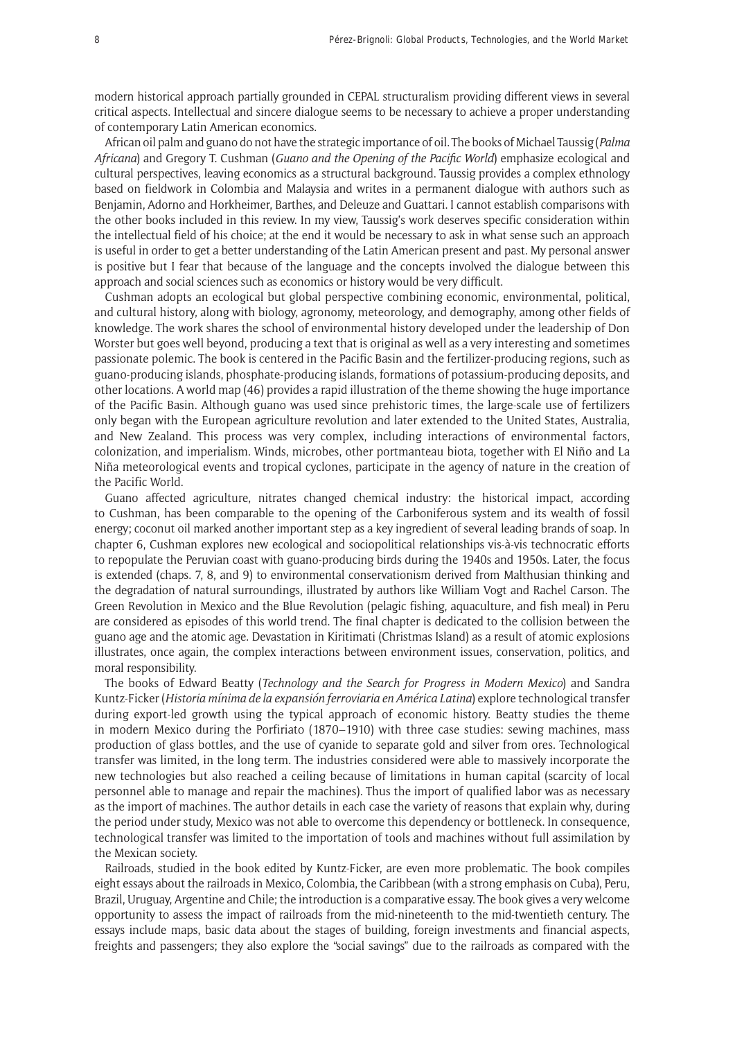modern historical approach partially grounded in CEPAL structuralism providing different views in several critical aspects. Intellectual and sincere dialogue seems to be necessary to achieve a proper understanding of contemporary Latin American economics.

African oil palm and guano do not have the strategic importance of oil. The books of Michael Taussig (*Palma Africana*) and Gregory T. Cushman (*Guano and the Opening of the Pacific World*) emphasize ecological and cultural perspectives, leaving economics as a structural background. Taussig provides a complex ethnology based on fieldwork in Colombia and Malaysia and writes in a permanent dialogue with authors such as Benjamin, Adorno and Horkheimer, Barthes, and Deleuze and Guattari. I cannot establish comparisons with the other books included in this review. In my view, Taussig's work deserves specific consideration within the intellectual field of his choice; at the end it would be necessary to ask in what sense such an approach is useful in order to get a better understanding of the Latin American present and past. My personal answer is positive but I fear that because of the language and the concepts involved the dialogue between this approach and social sciences such as economics or history would be very difficult.

Cushman adopts an ecological but global perspective combining economic, environmental, political, and cultural history, along with biology, agronomy, meteorology, and demography, among other fields of knowledge. The work shares the school of environmental history developed under the leadership of Don Worster but goes well beyond, producing a text that is original as well as a very interesting and sometimes passionate polemic. The book is centered in the Pacific Basin and the fertilizer-producing regions, such as guano-producing islands, phosphate-producing islands, formations of potassium-producing deposits, and other locations. A world map (46) provides a rapid illustration of the theme showing the huge importance of the Pacific Basin. Although guano was used since prehistoric times, the large-scale use of fertilizers only began with the European agriculture revolution and later extended to the United States, Australia, and New Zealand. This process was very complex, including interactions of environmental factors, colonization, and imperialism. Winds, microbes, other portmanteau biota, together with El Niño and La Niña meteorological events and tropical cyclones, participate in the agency of nature in the creation of the Pacific World.

Guano affected agriculture, nitrates changed chemical industry: the historical impact, according to Cushman, has been comparable to the opening of the Carboniferous system and its wealth of fossil energy; coconut oil marked another important step as a key ingredient of several leading brands of soap. In chapter 6, Cushman explores new ecological and sociopolitical relationships vis-à-vis technocratic efforts to repopulate the Peruvian coast with guano-producing birds during the 1940s and 1950s. Later, the focus is extended (chaps. 7, 8, and 9) to environmental conservationism derived from Malthusian thinking and the degradation of natural surroundings, illustrated by authors like William Vogt and Rachel Carson. The Green Revolution in Mexico and the Blue Revolution (pelagic fishing, aquaculture, and fish meal) in Peru are considered as episodes of this world trend. The final chapter is dedicated to the collision between the guano age and the atomic age. Devastation in Kiritimati (Christmas Island) as a result of atomic explosions illustrates, once again, the complex interactions between environment issues, conservation, politics, and moral responsibility.

The books of Edward Beatty (*Technology and the Search for Progress in Modern Mexico*) and Sandra Kuntz-Ficker (*Historia mínima de la expansión ferroviaria en América Latina*) explore technological transfer during export-led growth using the typical approach of economic history. Beatty studies the theme in modern Mexico during the Porfiriato (1870–1910) with three case studies: sewing machines, mass production of glass bottles, and the use of cyanide to separate gold and silver from ores. Technological transfer was limited, in the long term. The industries considered were able to massively incorporate the new technologies but also reached a ceiling because of limitations in human capital (scarcity of local personnel able to manage and repair the machines). Thus the import of qualified labor was as necessary as the import of machines. The author details in each case the variety of reasons that explain why, during the period under study, Mexico was not able to overcome this dependency or bottleneck. In consequence, technological transfer was limited to the importation of tools and machines without full assimilation by the Mexican society.

Railroads, studied in the book edited by Kuntz-Ficker, are even more problematic. The book compiles eight essays about the railroads in Mexico, Colombia, the Caribbean (with a strong emphasis on Cuba), Peru, Brazil, Uruguay, Argentine and Chile; the introduction is a comparative essay. The book gives a very welcome opportunity to assess the impact of railroads from the mid-nineteenth to the mid-twentieth century. The essays include maps, basic data about the stages of building, foreign investments and financial aspects, freights and passengers; they also explore the "social savings" due to the railroads as compared with the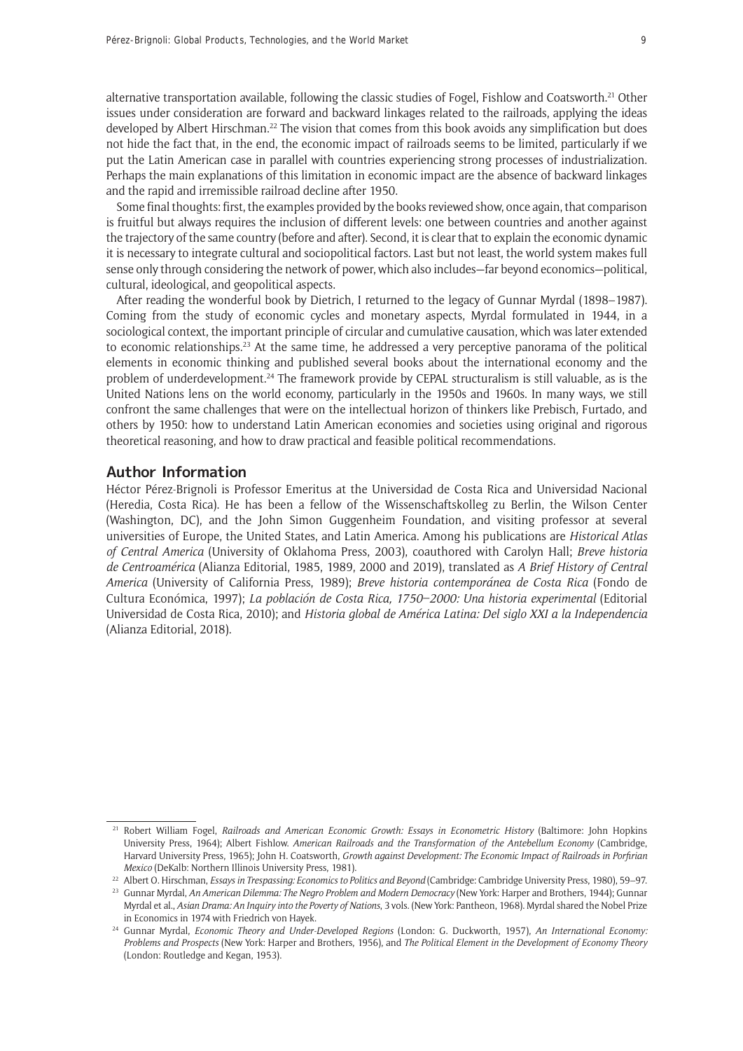alternative transportation available, following the classic studies of Fogel, Fishlow and Coatsworth.[21] Other issues under consideration are forward and backward linkages related to the railroads, applying the ideas developed by Albert Hirschman.[22] The vision that comes from this book avoids any simplification but does not hide the fact that, in the end, the economic impact of railroads seems to be limited, particularly if we put the Latin American case in parallel with countries experiencing strong processes of industrialization. Perhaps the main explanations of this limitation in economic impact are the absence of backward linkages and the rapid and irremissible railroad decline after 1950.

Some final thoughts: first, the examples provided by the books reviewed show, once again, that comparison is fruitful but always requires the inclusion of different levels: one between countries and another against the trajectory of the same country (before and after). Second, it is clear that to explain the economic dynamic it is necessary to integrate cultural and sociopolitical factors. Last but not least, the world system makes full sense only through considering the network of power, which also includes—far beyond economics—political, cultural, ideological, and geopolitical aspects.

After reading the wonderful book by Dietrich, I returned to the legacy of Gunnar Myrdal (1898–1987). Coming from the study of economic cycles and monetary aspects, Myrdal formulated in 1944, in a sociological context, the important principle of circular and cumulative causation, which was later extended to economic relationships.[23] At the same time, he addressed a very perceptive panorama of the political elements in economic thinking and published several books about the international economy and the problem of underdevelopment.[24] The framework provide by CEPAL structuralism is still valuable, as is the United Nations lens on the world economy, particularly in the 1950s and 1960s. In many ways, we still confront the same challenges that were on the intellectual horizon of thinkers like Prebisch, Furtado, and others by 1950: how to understand Latin American economies and societies using original and rigorous theoretical reasoning, and how to draw practical and feasible political recommendations.

## Author Information

Héctor Pérez-Brignoli is Professor Emeritus at the Universidad de Costa Rica and Universidad Nacional (Heredia, Costa Rica). He has been a fellow of the Wissenschaftskolleg zu Berlin, the Wilson Center (Washington, DC), and the John Simon Guggenheim Foundation, and visiting professor at several universities of Europe, the United States, and Latin America. Among his publications are *Historical Atlas of Central America* (University of Oklahoma Press, 2003), coauthored with Carolyn Hall; *Breve historia de Centroamérica* (Alianza Editorial, 1985, 1989, 2000 and 2019), translated as *A Brief History of Central America* (University of California Press, 1989); *Breve historia contemporánea de Costa Rica* (Fondo de Cultura Económica, 1997); *La población de Costa Rica, 1750–2000: Una historia experimental* (Editorial Universidad de Costa Rica, 2010); and *Historia global de América Latina: Del siglo XXI a la Independencia* (Alianza Editorial, 2018).

---

[21] Robert William Fogel, *Railroads and American Economic Growth: Essays in Econometric History* (Baltimore: John Hopkins University Press, 1964); Albert Fishlow. *American Railroads and the Transformation of the Antebellum Economy* (Cambridge, Harvard University Press, 1965); John H. Coatsworth, *Growth against Development: The Economic Impact of Railroads in Porfirian Mexico* (DeKalb: Northern Illinois University Press, 1981).

[22] Albert O. Hirschman, *Essays in Trespassing: Economics to Politics and Beyond* (Cambridge: Cambridge University Press, 1980), 59–97.

[23] Gunnar Myrdal, *An American Dilemma: The Negro Problem and Modern Democracy* (New York: Harper and Brothers, 1944); Gunnar Myrdal et al., *Asian Drama: An Inquiry into the Poverty of Nations*, 3 vols. (New York: Pantheon, 1968). Myrdal shared the Nobel Prize in Economics in 1974 with Friedrich von Hayek.

[24] Gunnar Myrdal, *Economic Theory and Under-Developed Regions* (London: G. Duckworth, 1957), *An International Economy: Problems and Prospects* (New York: Harper and Brothers, 1956), and *The Political Element in the Development of Economy Theory* (London: Routledge and Kegan, 1953).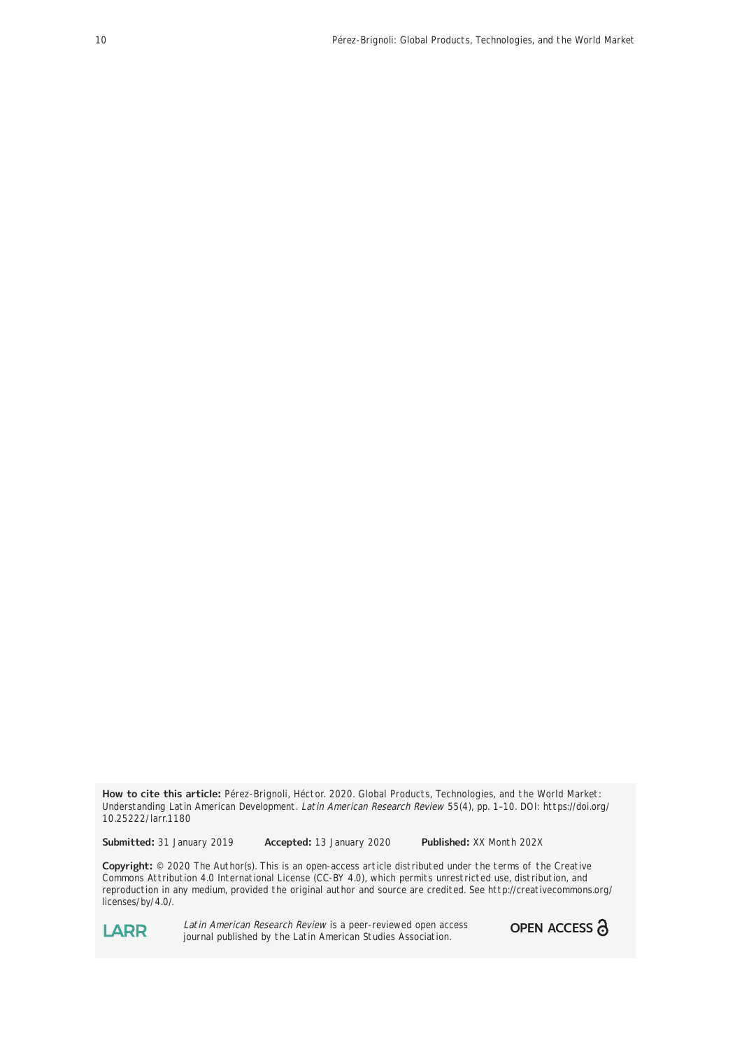**How to cite this article:** Pérez-Brignoli, Héctor. 2020. Global Products, Technologies, and the World Market: Understanding Latin American Development. *Latin American Research Review* 55(4), pp. 1–10. DOI: https://doi.org/10.25222/larr.1180

**Submitted:** 31 January 2019 **Accepted:** 13 January 2020 **Published:** XX Month 202X

**Copyright:** © 2020 The Author(s). This is an open-access article distributed under the terms of the Creative Commons Attribution 4.0 International License (CC-BY 4.0), which permits unrestricted use, distribution, and reproduction in any medium, provided the original author and source are credited. See http://creativecommons.org/licenses/by/4.0/.

LARR

*Latin American Research Review* is a peer-reviewed open access journal published by the Latin American Studies Association.

OPEN ACCESS